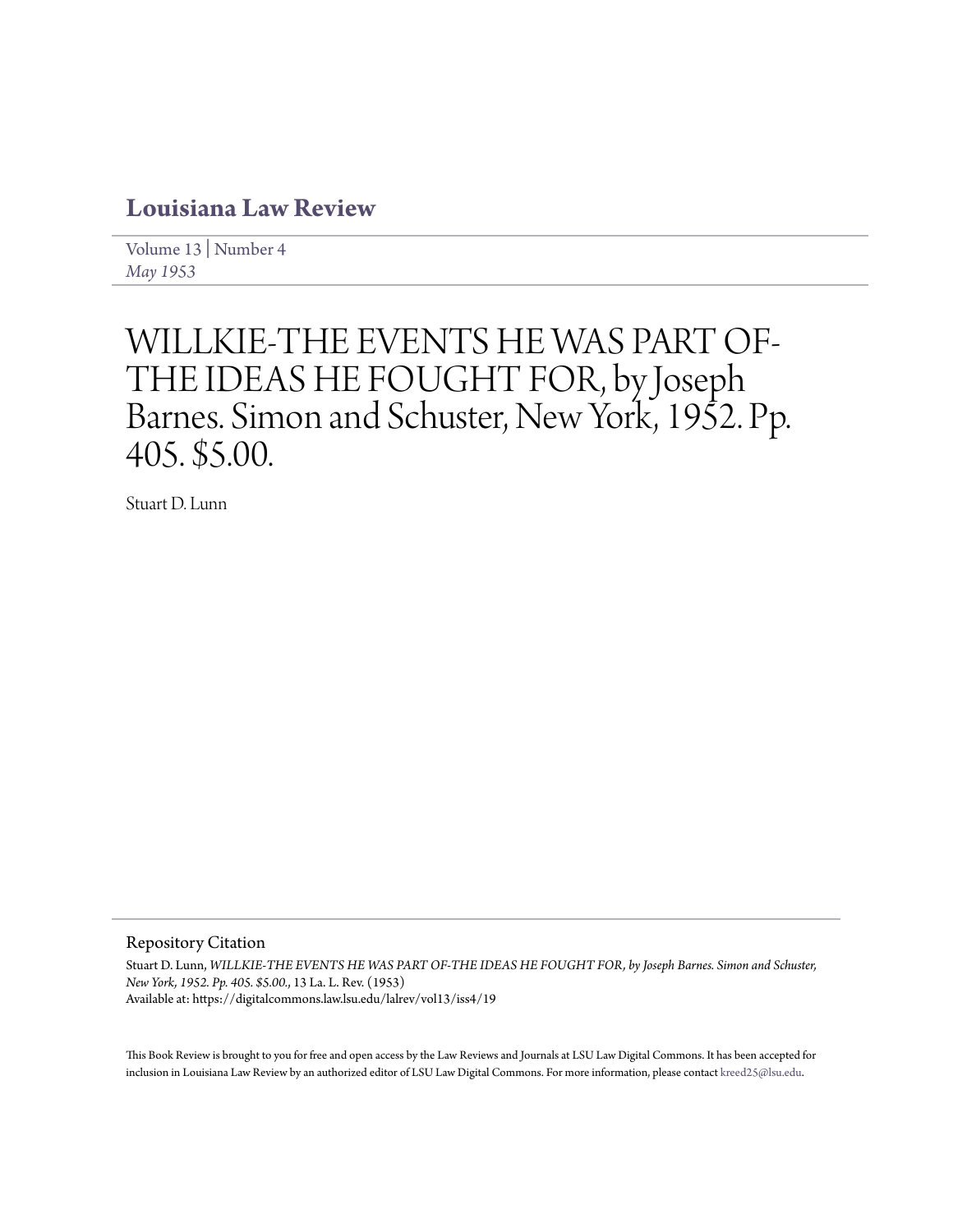# Louisiana Law Review

Volume 13 | Number 4
*May 1953*

# WILLKIE-THE EVENTS HE WAS PART OF-THE IDEAS HE FOUGHT FOR, by Joseph Barnes. Simon and Schuster, New York, 1952. Pp. 405. $5.00.

Stuart D. Lunn

## Repository Citation

Stuart D. Lunn, *WILLKIE-THE EVENTS HE WAS PART OF-THE IDEAS HE FOUGHT FOR, by Joseph Barnes. Simon and Schuster, New York, 1952. Pp. 405. $5.00.*, 13 La. L. Rev. (1953)
Available at: https://digitalcommons.law.lsu.edu/lalrev/vol13/iss4/19

This Book Review is brought to you for free and open access by the Law Reviews and Journals at LSU Law Digital Commons. It has been accepted for inclusion in Louisiana Law Review by an authorized editor of LSU Law Digital Commons. For more information, please contact kreed25@lsu.edu.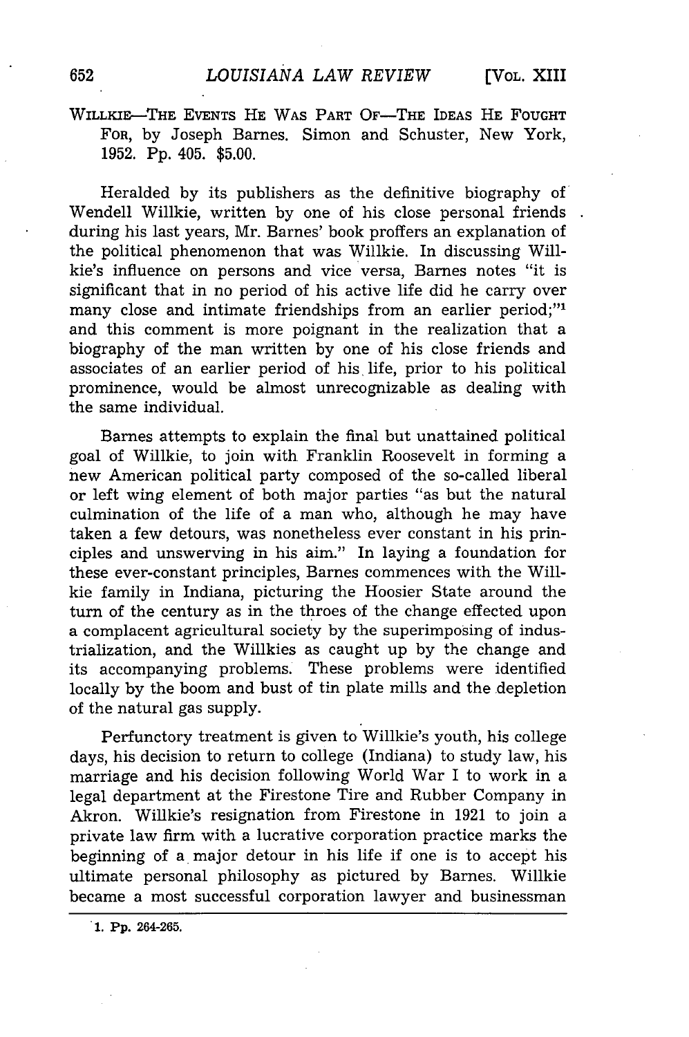WILLKIE—THE EVENTS HE WAS PART OF—THE IDEAS HE FOUGHT FOR, by Joseph Barnes. Simon and Schuster, New York, 1952. Pp. 405. $5.00.

Heralded by its publishers as the definitive biography of Wendell Willkie, written by one of his close personal friends during his last years, Mr. Barnes' book proffers an explanation of the political phenomenon that was Willkie. In discussing Willkie's influence on persons and vice versa, Barnes notes "it is significant that in no period of his active life did he carry over many close and intimate friendships from an earlier period;"[1] and this comment is more poignant in the realization that a biography of the man written by one of his close friends and associates of an earlier period of his life, prior to his political prominence, would be almost unrecognizable as dealing with the same individual.

Barnes attempts to explain the final but unattained political goal of Willkie, to join with Franklin Roosevelt in forming a new American political party composed of the so-called liberal or left wing element of both major parties "as but the natural culmination of the life of a man who, although he may have taken a few detours, was nonetheless ever constant in his principles and unswerving in his aim." In laying a foundation for these ever-constant principles, Barnes commences with the Willkie family in Indiana, picturing the Hoosier State around the turn of the century as in the throes of the change effected upon a complacent agricultural society by the superimposing of industrialization, and the Willkies as caught up by the change and its accompanying problems. These problems were identified locally by the boom and bust of tin plate mills and the depletion of the natural gas supply.

Perfunctory treatment is given to Willkie's youth, his college days, his decision to return to college (Indiana) to study law, his marriage and his decision following World War I to work in a legal department at the Firestone Tire and Rubber Company in Akron. Willkie's resignation from Firestone in 1921 to join a private law firm with a lucrative corporation practice marks the beginning of a major detour in his life if one is to accept his ultimate personal philosophy as pictured by Barnes. Willkie became a most successful corporation lawyer and businessman

1. Pp. 264-265.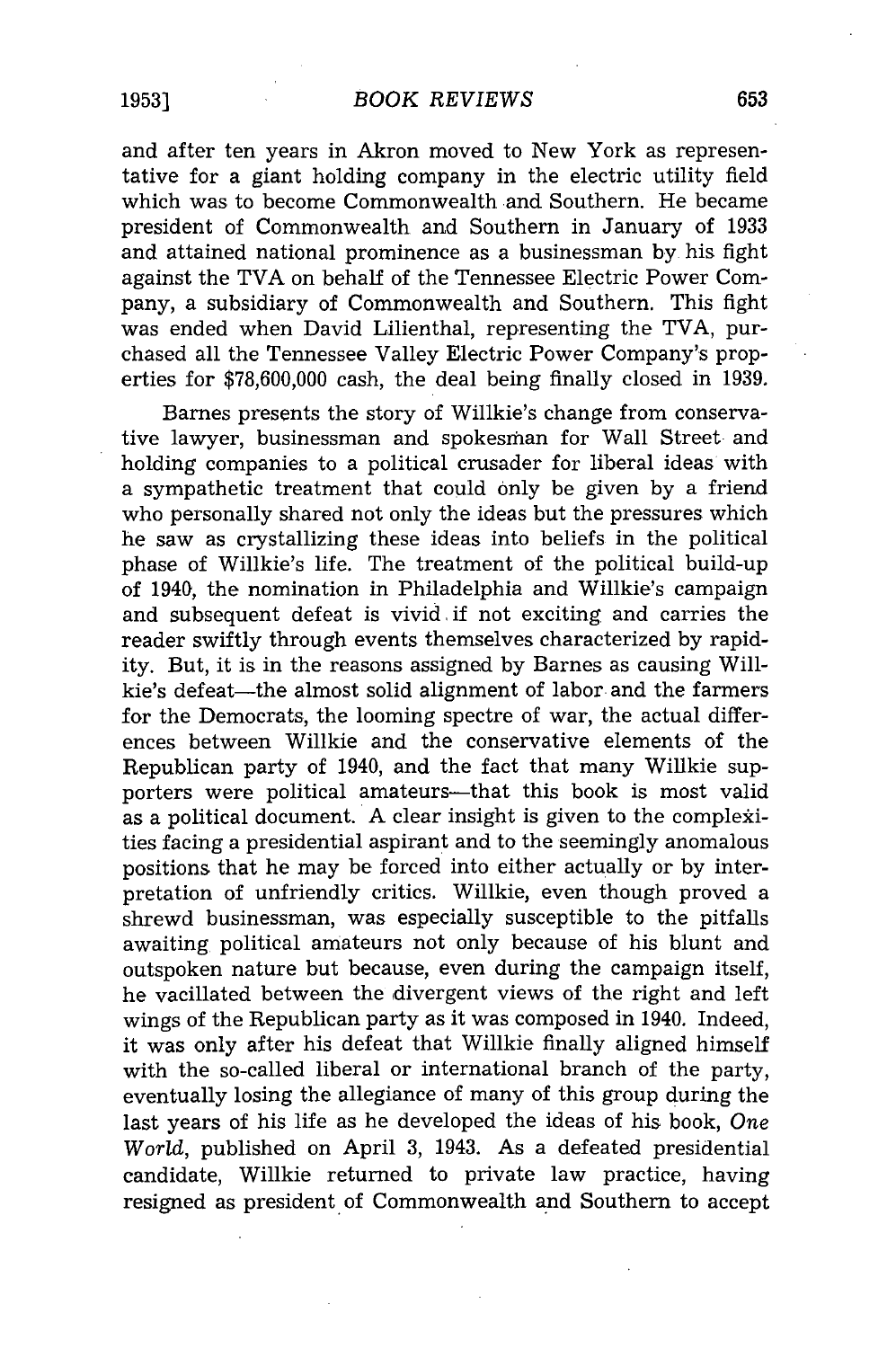and after ten years in Akron moved to New York as representative for a giant holding company in the electric utility field which was to become Commonwealth and Southern. He became president of Commonwealth and Southern in January of 1933 and attained national prominence as a businessman by his fight against the TVA on behalf of the Tennessee Electric Power Company, a subsidiary of Commonwealth and Southern. This fight was ended when David Lilienthal, representing the TVA, purchased all the Tennessee Valley Electric Power Company's properties for $78,600,000 cash, the deal being finally closed in 1939.

Barnes presents the story of Willkie's change from conservative lawyer, businessman and spokesman for Wall Street and holding companies to a political crusader for liberal ideas with a sympathetic treatment that could only be given by a friend who personally shared not only the ideas but the pressures which he saw as crystallizing these ideas into beliefs in the political phase of Willkie's life. The treatment of the political build-up of 1940, the nomination in Philadelphia and Willkie's campaign and subsequent defeat is vivid if not exciting and carries the reader swiftly through events themselves characterized by rapidity. But, it is in the reasons assigned by Barnes as causing Willkie's defeat—the almost solid alignment of labor and the farmers for the Democrats, the looming spectre of war, the actual differences between Willkie and the conservative elements of the Republican party of 1940, and the fact that many Willkie supporters were political amateurs—that this book is most valid as a political document. A clear insight is given to the complexities facing a presidential aspirant and to the seemingly anomalous positions that he may be forced into either actually or by interpretation of unfriendly critics. Willkie, even though proved a shrewd businessman, was especially susceptible to the pitfalls awaiting political amateurs not only because of his blunt and outspoken nature but because, even during the campaign itself, he vacillated between the divergent views of the right and left wings of the Republican party as it was composed in 1940. Indeed, it was only after his defeat that Willkie finally aligned himself with the so-called liberal or international branch of the party, eventually losing the allegiance of many of this group during the last years of his life as he developed the ideas of his book, *One World*, published on April 3, 1943. As a defeated presidential candidate, Willkie returned to private law practice, having resigned as president of Commonwealth and Southern to accept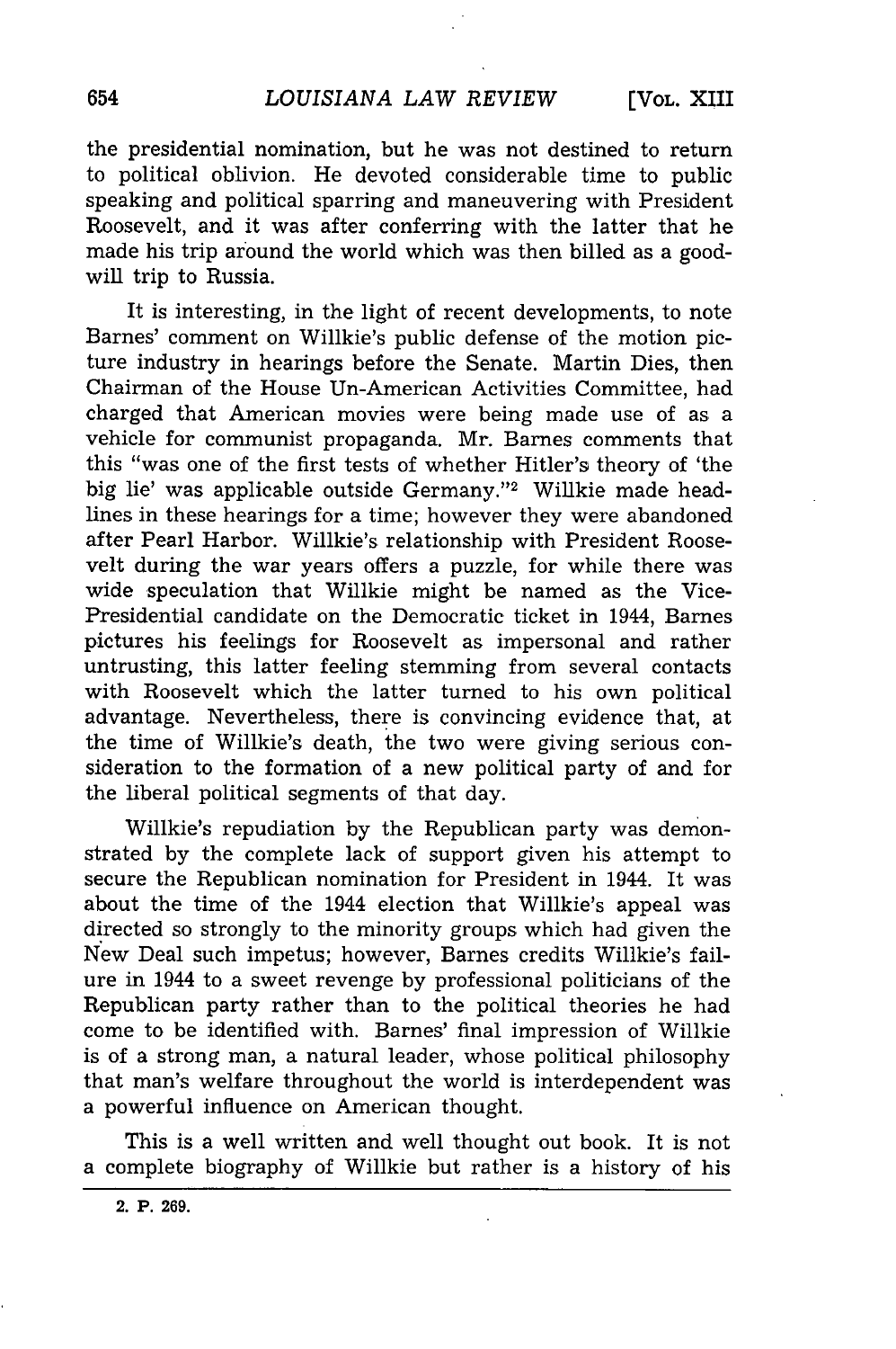the presidential nomination, but he was not destined to return to political oblivion. He devoted considerable time to public speaking and political sparring and maneuvering with President Roosevelt, and it was after conferring with the latter that he made his trip around the world which was then billed as a good-will trip to Russia.

It is interesting, in the light of recent developments, to note Barnes' comment on Willkie's public defense of the motion picture industry in hearings before the Senate. Martin Dies, then Chairman of the House Un-American Activities Committee, had charged that American movies were being made use of as a vehicle for communist propaganda. Mr. Barnes comments that this "was one of the first tests of whether Hitler's theory of 'the big lie' was applicable outside Germany."[2] Willkie made headlines in these hearings for a time; however they were abandoned after Pearl Harbor. Willkie's relationship with President Roosevelt during the war years offers a puzzle, for while there was wide speculation that Willkie might be named as the Vice-Presidential candidate on the Democratic ticket in 1944, Barnes pictures his feelings for Roosevelt as impersonal and rather untrusting, this latter feeling stemming from several contacts with Roosevelt which the latter turned to his own political advantage. Nevertheless, there is convincing evidence that, at the time of Willkie's death, the two were giving serious consideration to the formation of a new political party of and for the liberal political segments of that day.

Willkie's repudiation by the Republican party was demonstrated by the complete lack of support given his attempt to secure the Republican nomination for President in 1944. It was about the time of the 1944 election that Willkie's appeal was directed so strongly to the minority groups which had given the New Deal such impetus; however, Barnes credits Willkie's failure in 1944 to a sweet revenge by professional politicians of the Republican party rather than to the political theories he had come to be identified with. Barnes' final impression of Willkie is of a strong man, a natural leader, whose political philosophy that man's welfare throughout the world is interdependent was a powerful influence on American thought.

This is a well written and well thought out book. It is not a complete biography of Willkie but rather is a history of his

2. P. 269.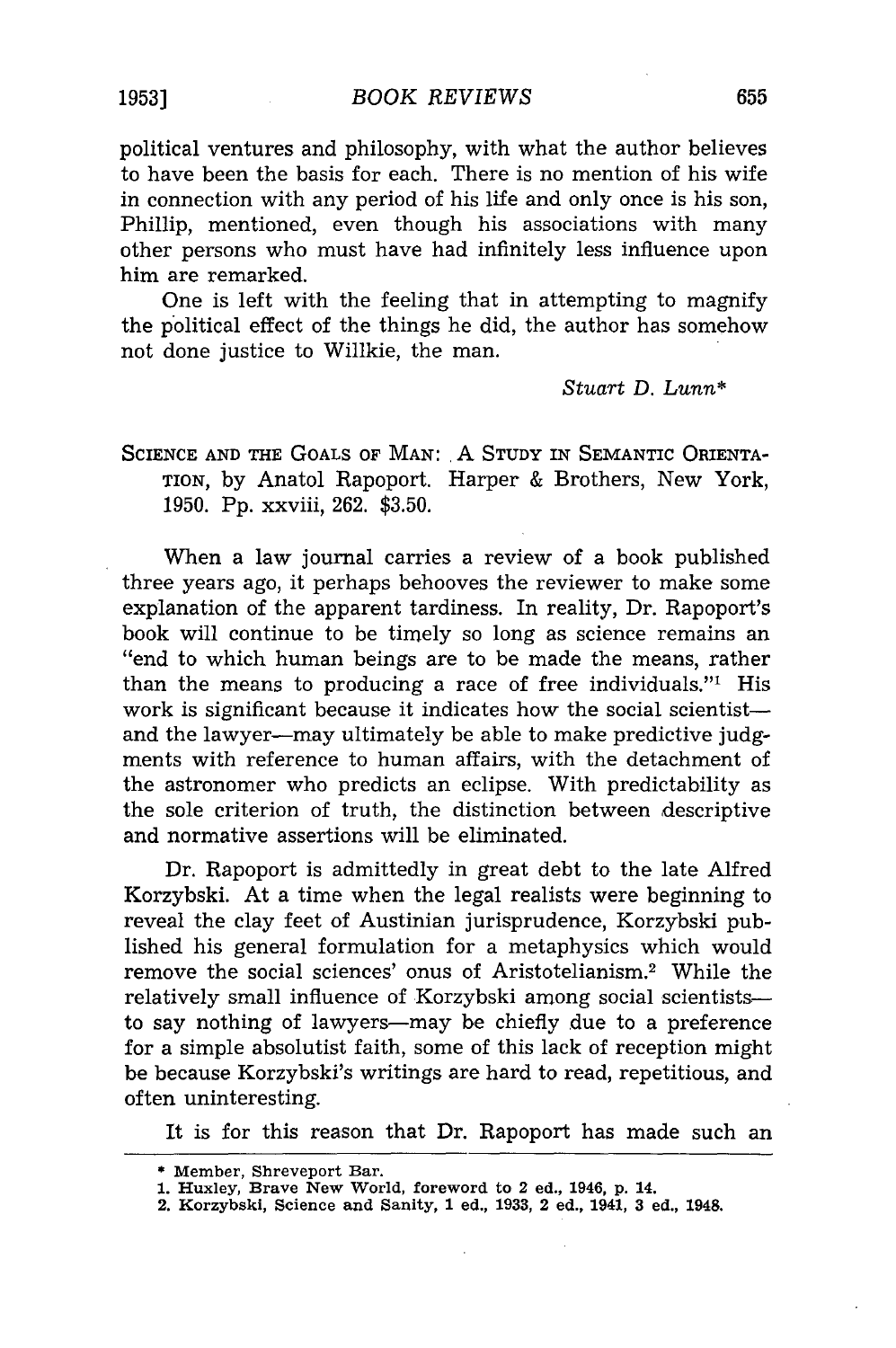political ventures and philosophy, with what the author believes to have been the basis for each. There is no mention of his wife in connection with any period of his life and only once is his son, Phillip, mentioned, even though his associations with many other persons who must have had infinitely less influence upon him are remarked.

One is left with the feeling that in attempting to magnify the political effect of the things he did, the author has somehow not done justice to Willkie, the man.

*Stuart D. Lunn**

SCIENCE AND THE GOALS OF MAN: A STUDY IN SEMANTIC ORIENTATION, by Anatol Rapoport. Harper & Brothers, New York, 1950. Pp. xxviii, 262. $3.50.

When a law journal carries a review of a book published three years ago, it perhaps behooves the reviewer to make some explanation of the apparent tardiness. In reality, Dr. Rapoport's book will continue to be timely so long as science remains an "end to which human beings are to be made the means, rather than the means to producing a race of free individuals."[1] His work is significant because it indicates how the social scientist—and the lawyer—may ultimately be able to make predictive judgments with reference to human affairs, with the detachment of the astronomer who predicts an eclipse. With predictability as the sole criterion of truth, the distinction between descriptive and normative assertions will be eliminated.

Dr. Rapoport is admittedly in great debt to the late Alfred Korzybski. At a time when the legal realists were beginning to reveal the clay feet of Austinian jurisprudence, Korzybski published his general formulation for a metaphysics which would remove the social sciences' onus of Aristotelianism.[2] While the relatively small influence of Korzybski among social scientists—to say nothing of lawyers—may be chiefly due to a preference for a simple absolutist faith, some of this lack of reception might be because Korzybski's writings are hard to read, repetitious, and often uninteresting.

It is for this reason that Dr. Rapoport has made such an

---

* Member, Shreveport Bar.

1. Huxley, Brave New World, foreword to 2 ed., 1946, p. 14.

2. Korzybski, Science and Sanity, 1 ed., 1933, 2 ed., 1941, 3 ed., 1948.